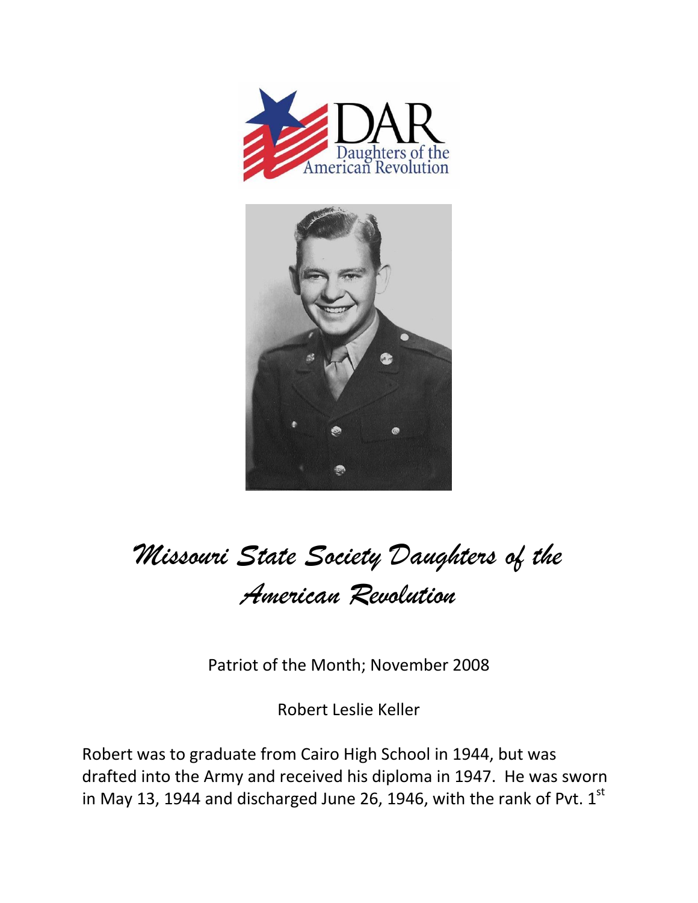DAR
Daughters of the American Revolution

# *Missouri State Society Daughters of the American Revolution*

Patriot of the Month; November 2008

Robert Leslie Keller

Robert was to graduate from Cairo High School in 1944, but was drafted into the Army and received his diploma in 1947. He was sworn in May 13, 1944 and discharged June 26, 1946, with the rank of Pvt. 1st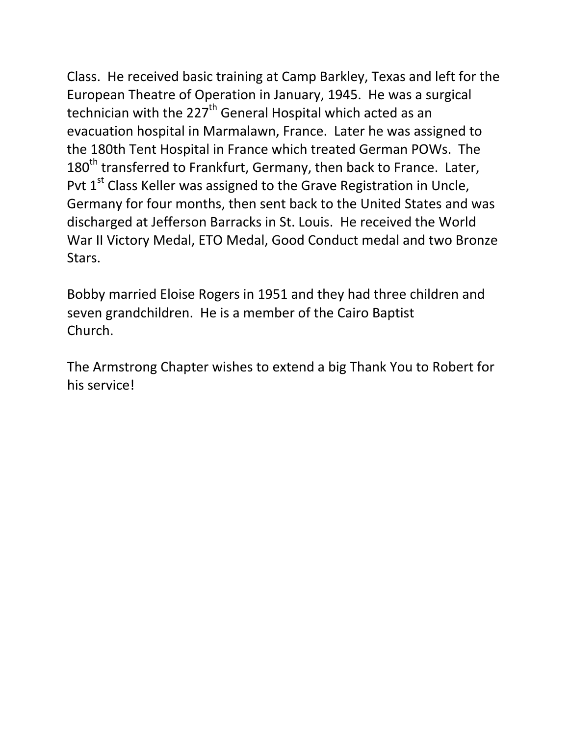Class. He received basic training at Camp Barkley, Texas and left for the European Theatre of Operation in January, 1945. He was a surgical technician with the 227th General Hospital which acted as an evacuation hospital in Marmalawn, France. Later he was assigned to the 180th Tent Hospital in France which treated German POWs. The 180th transferred to Frankfurt, Germany, then back to France. Later, Pvt 1st Class Keller was assigned to the Grave Registration in Uncle, Germany for four months, then sent back to the United States and was discharged at Jefferson Barracks in St. Louis. He received the World War II Victory Medal, ETO Medal, Good Conduct medal and two Bronze Stars.

Bobby married Eloise Rogers in 1951 and they had three children and seven grandchildren. He is a member of the Cairo Baptist Church.

The Armstrong Chapter wishes to extend a big Thank You to Robert for his service!